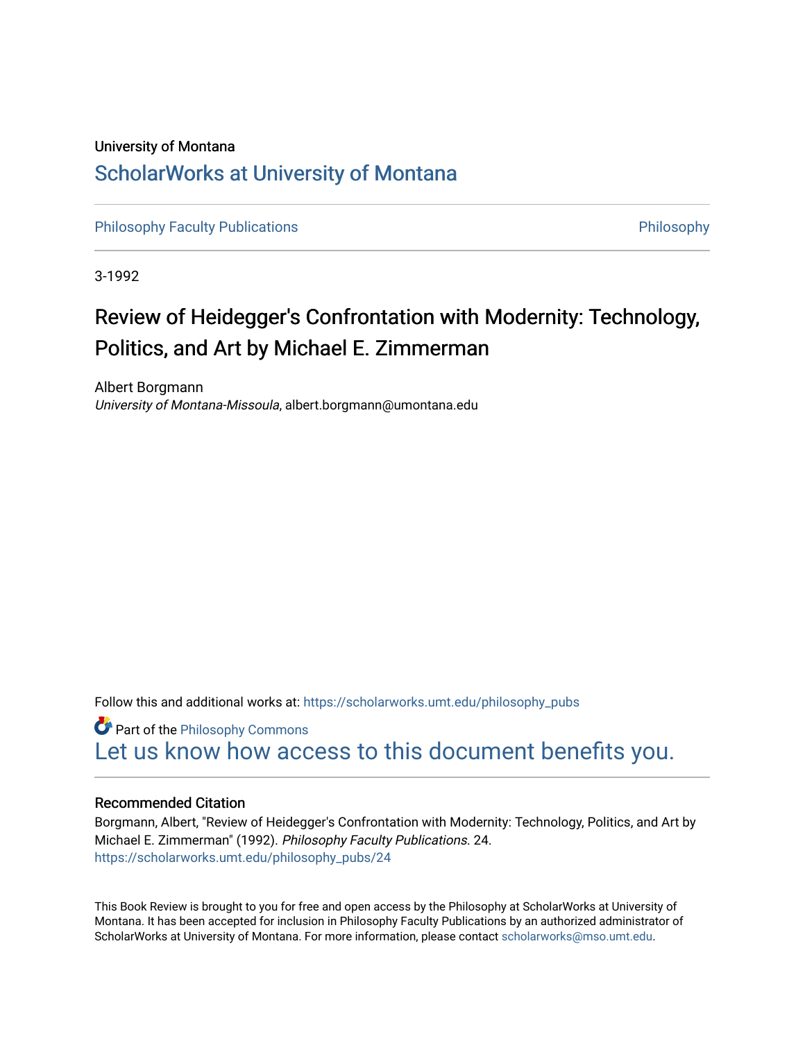University of Montana

# ScholarWorks at University of Montana

Philosophy Faculty Publications

Philosophy

3-1992

## Review of Heidegger's Confrontation with Modernity: Technology, Politics, and Art by Michael E. Zimmerman

Albert Borgmann
*University of Montana-Missoula*, albert.borgmann@umontana.edu

Follow this and additional works at: https://scholarworks.umt.edu/philosophy_pubs

Part of the Philosophy Commons

Let us know how access to this document benefits you.

### Recommended Citation

Borgmann, Albert, "Review of Heidegger's Confrontation with Modernity: Technology, Politics, and Art by Michael E. Zimmerman" (1992). *Philosophy Faculty Publications.* 24.
https://scholarworks.umt.edu/philosophy_pubs/24

This Book Review is brought to you for free and open access by the Philosophy at ScholarWorks at University of Montana. It has been accepted for inclusion in Philosophy Faculty Publications by an authorized administrator of ScholarWorks at University of Montana. For more information, please contact scholarworks@mso.umt.edu.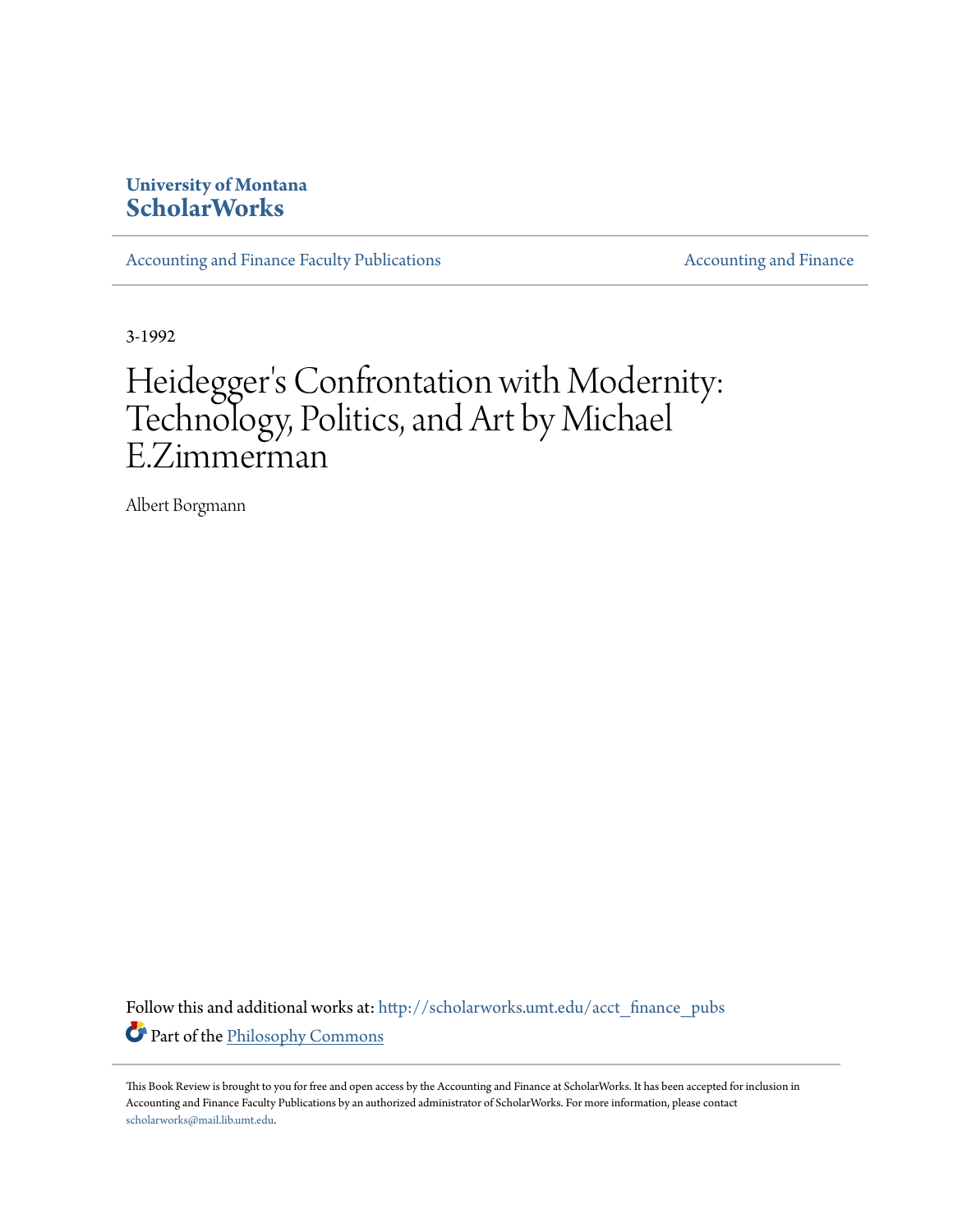University of Montana
ScholarWorks

Accounting and Finance Faculty Publications

Accounting and Finance

3-1992

# Heidegger's Confrontation with Modernity: Technology, Politics, and Art by Michael E.Zimmerman

Albert Borgmann

Follow this and additional works at: http://scholarworks.umt.edu/acct_finance_pubs

Part of the Philosophy Commons

This Book Review is brought to you for free and open access by the Accounting and Finance at ScholarWorks. It has been accepted for inclusion in Accounting and Finance Faculty Publications by an authorized administrator of ScholarWorks. For more information, please contact scholarworks@mail.lib.umt.edu.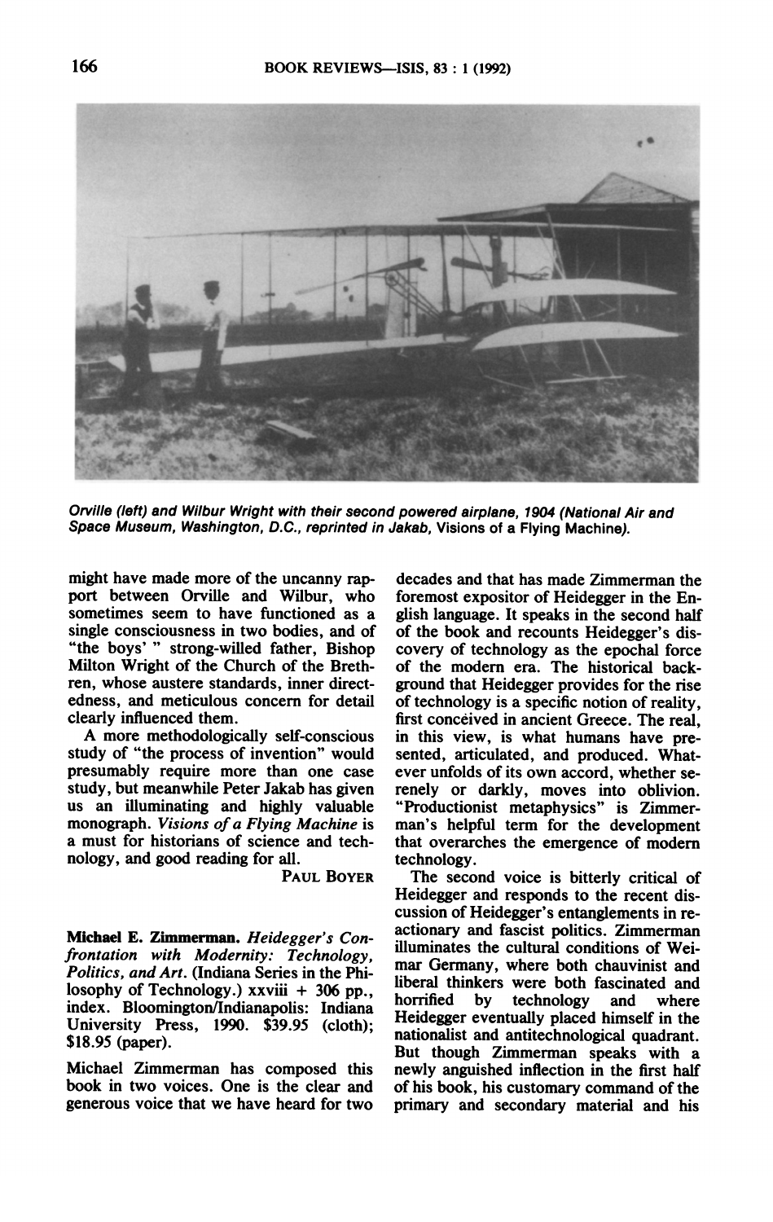Orville (left) and Wilbur Wright with their second powered airplane, 1904 (National Air and Space Museum, Washington, D.C., reprinted in Jakab, *Visions of a Flying Machine*).

might have made more of the uncanny rapport between Orville and Wilbur, who sometimes seem to have functioned as a single consciousness in two bodies, and of "the boys' " strong-willed father, Bishop Milton Wright of the Church of the Brethren, whose austere standards, inner directedness, and meticulous concern for detail clearly influenced them.

A more methodologically self-conscious study of "the process of invention" would presumably require more than one case study, but meanwhile Peter Jakab has given us an illuminating and highly valuable monograph. *Visions of a Flying Machine* is a must for historians of science and technology, and good reading for all.

PAUL BOYER

**Michael E. Zimmerman.** *Heidegger's Confrontation with Modernity: Technology, Politics, and Art.* (Indiana Series in the Philosophy of Technology.) xxviii + 306 pp., index. Bloomington/Indianapolis: Indiana University Press, 1990. $39.95 (cloth); $18.95 (paper).

Michael Zimmerman has composed this book in two voices. One is the clear and generous voice that we have heard for two decades and that has made Zimmerman the foremost expositor of Heidegger in the English language. It speaks in the second half of the book and recounts Heidegger's discovery of technology as the epochal force of the modern era. The historical background that Heidegger provides for the rise of technology is a specific notion of reality, first conceived in ancient Greece. The real, in this view, is what humans have presented, articulated, and produced. Whatever unfolds of its own accord, whether serenely or darkly, moves into oblivion. "Productionist metaphysics" is Zimmerman's helpful term for the development that overarches the emergence of modern technology.

The second voice is bitterly critical of Heidegger and responds to the recent discussion of Heidegger's entanglements in reactionary and fascist politics. Zimmerman illuminates the cultural conditions of Weimar Germany, where both chauvinist and liberal thinkers were both fascinated and horrified by technology and where Heidegger eventually placed himself in the nationalist and antitechnological quadrant. But though Zimmerman speaks with a newly anguished inflection in the first half of his book, his customary command of the primary and secondary material and his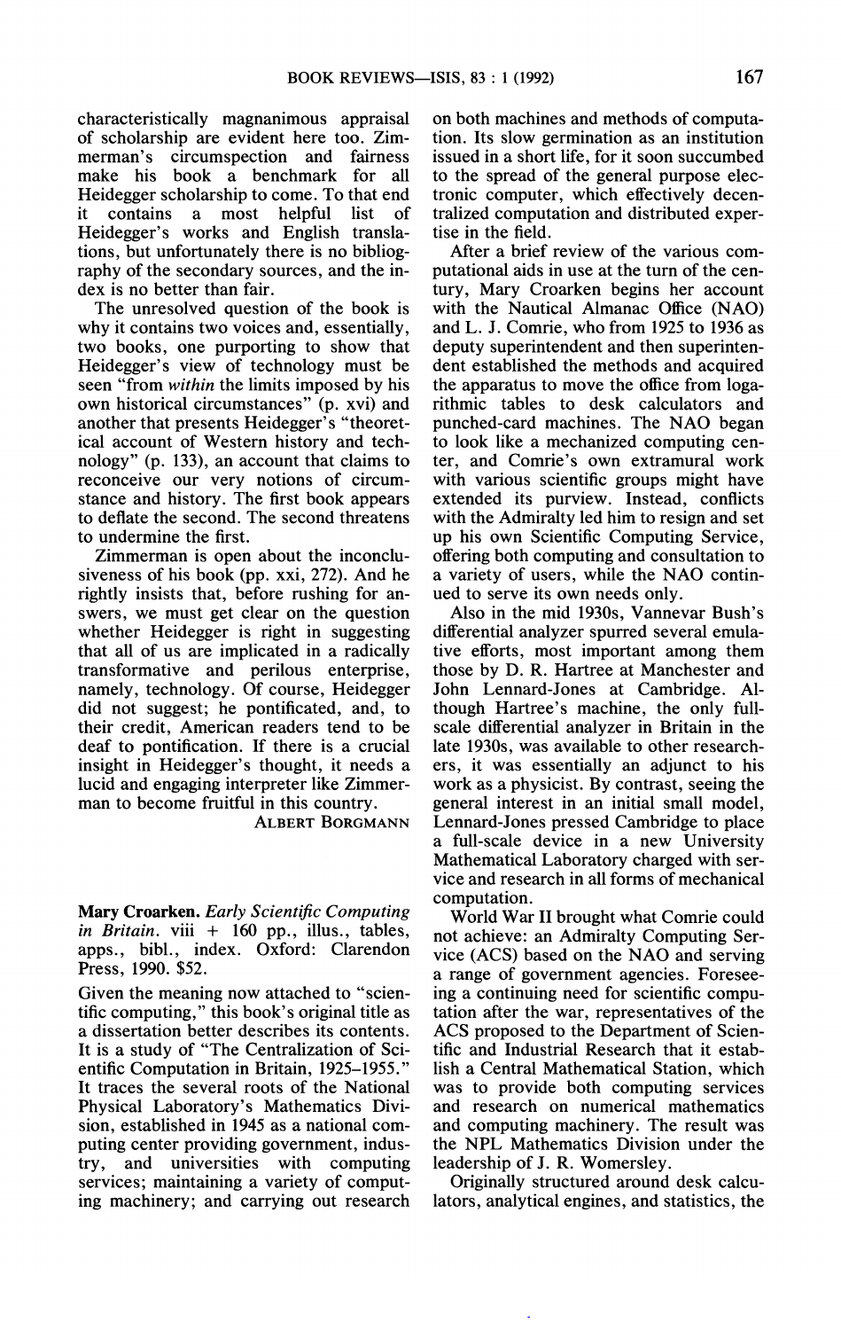characteristically magnanimous appraisal of scholarship are evident here too. Zimmerman's circumspection and fairness make his book a benchmark for all Heidegger scholarship to come. To that end it contains a most helpful list of Heidegger's works and English translations, but unfortunately there is no bibliography of the secondary sources, and the index is no better than fair.

The unresolved question of the book is why it contains two voices and, essentially, two books, one purporting to show that Heidegger's view of technology must be seen "from *within* the limits imposed by his own historical circumstances" (p. xvi) and another that presents Heidegger's "theoretical account of Western history and technology" (p. 133), an account that claims to reconceive our very notions of circumstance and history. The first book appears to deflate the second. The second threatens to undermine the first.

Zimmerman is open about the inconclusiveness of his book (pp. xxi, 272). And he rightly insists that, before rushing for answers, we must get clear on the question whether Heidegger is right in suggesting that all of us are implicated in a radically transformative and perilous enterprise, namely, technology. Of course, Heidegger did not suggest; he pontificated, and, to their credit, American readers tend to be deaf to pontification. If there is a crucial insight in Heidegger's thought, it needs a lucid and engaging interpreter like Zimmerman to become fruitful in this country.

ALBERT BORGMANN

**Mary Croarken.** *Early Scientific Computing in Britain.* viii + 160 pp., illus., tables, apps., bibl., index. Oxford: Clarendon Press, 1990. $52.

Given the meaning now attached to "scientific computing," this book's original title as a dissertation better describes its contents. It is a study of "The Centralization of Scientific Computation in Britain, 1925–1955." It traces the several roots of the National Physical Laboratory's Mathematics Division, established in 1945 as a national computing center providing government, industry, and universities with computing services; maintaining a variety of computing machinery; and carrying out research on both machines and methods of computation. Its slow germination as an institution issued in a short life, for it soon succumbed to the spread of the general purpose electronic computer, which effectively decentralized computation and distributed expertise in the field.

After a brief review of the various computational aids in use at the turn of the century, Mary Croarken begins her account with the Nautical Almanac Office (NAO) and L. J. Comrie, who from 1925 to 1936 as deputy superintendent and then superintendent established the methods and acquired the apparatus to move the office from logarithmic tables to desk calculators and punched-card machines. The NAO began to look like a mechanized computing center, and Comrie's own extramural work with various scientific groups might have extended its purview. Instead, conflicts with the Admiralty led him to resign and set up his own Scientific Computing Service, offering both computing and consultation to a variety of users, while the NAO continued to serve its own needs only.

Also in the mid 1930s, Vannevar Bush's differential analyzer spurred several emulative efforts, most important among them those by D. R. Hartree at Manchester and John Lennard-Jones at Cambridge. Although Hartree's machine, the only full-scale differential analyzer in Britain in the late 1930s, was available to other researchers, it was essentially an adjunct to his work as a physicist. By contrast, seeing the general interest in an initial small model, Lennard-Jones pressed Cambridge to place a full-scale device in a new University Mathematical Laboratory charged with service and research in all forms of mechanical computation.

World War II brought what Comrie could not achieve: an Admiralty Computing Service (ACS) based on the NAO and serving a range of government agencies. Foreseeing a continuing need for scientific computation after the war, representatives of the ACS proposed to the Department of Scientific and Industrial Research that it establish a Central Mathematical Station, which was to provide both computing services and research on numerical mathematics and computing machinery. The result was the NPL Mathematics Division under the leadership of J. R. Womersley.

Originally structured around desk calculators, analytical engines, and statistics, the